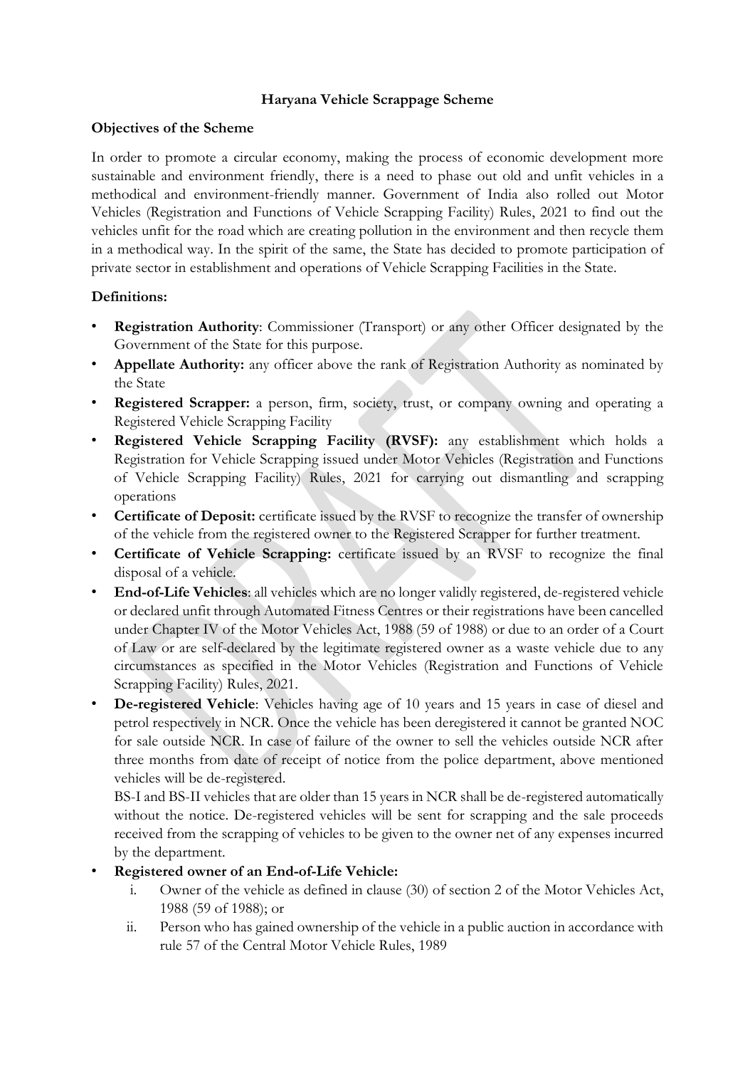# Haryana Vehicle Scrappage Scheme

**Objectives of the Scheme**

In order to promote a circular economy, making the process of economic development more sustainable and environment friendly, there is a need to phase out old and unfit vehicles in a methodical and environment-friendly manner. Government of India also rolled out Motor Vehicles (Registration and Functions of Vehicle Scrapping Facility) Rules, 2021 to find out the vehicles unfit for the road which are creating pollution in the environment and then recycle them in a methodical way. In the spirit of the same, the State has decided to promote participation of private sector in establishment and operations of Vehicle Scrapping Facilities in the State.

**Definitions:**

- **Registration Authority**: Commissioner (Transport) or any other Officer designated by the Government of the State for this purpose.
- **Appellate Authority:** any officer above the rank of Registration Authority as nominated by the State
- **Registered Scrapper:** a person, firm, society, trust, or company owning and operating a Registered Vehicle Scrapping Facility
- **Registered Vehicle Scrapping Facility (RVSF):** any establishment which holds a Registration for Vehicle Scrapping issued under Motor Vehicles (Registration and Functions of Vehicle Scrapping Facility) Rules, 2021 for carrying out dismantling and scrapping operations
- **Certificate of Deposit:** certificate issued by the RVSF to recognize the transfer of ownership of the vehicle from the registered owner to the Registered Scrapper for further treatment.
- **Certificate of Vehicle Scrapping:** certificate issued by an RVSF to recognize the final disposal of a vehicle.
- **End-of-Life Vehicles**: all vehicles which are no longer validly registered, de-registered vehicle or declared unfit through Automated Fitness Centres or their registrations have been cancelled under Chapter IV of the Motor Vehicles Act, 1988 (59 of 1988) or due to an order of a Court of Law or are self-declared by the legitimate registered owner as a waste vehicle due to any circumstances as specified in the Motor Vehicles (Registration and Functions of Vehicle Scrapping Facility) Rules, 2021.
- **De-registered Vehicle**: Vehicles having age of 10 years and 15 years in case of diesel and petrol respectively in NCR. Once the vehicle has been deregistered it cannot be granted NOC for sale outside NCR. In case of failure of the owner to sell the vehicles outside NCR after three months from date of receipt of notice from the police department, above mentioned vehicles will be de-registered.

  BS-I and BS-II vehicles that are older than 15 years in NCR shall be de-registered automatically without the notice. De-registered vehicles will be sent for scrapping and the sale proceeds received from the scrapping of vehicles to be given to the owner net of any expenses incurred by the department.
- **Registered owner of an End-of-Life Vehicle:**
  i. Owner of the vehicle as defined in clause (30) of section 2 of the Motor Vehicles Act, 1988 (59 of 1988); or
  ii. Person who has gained ownership of the vehicle in a public auction in accordance with rule 57 of the Central Motor Vehicle Rules, 1989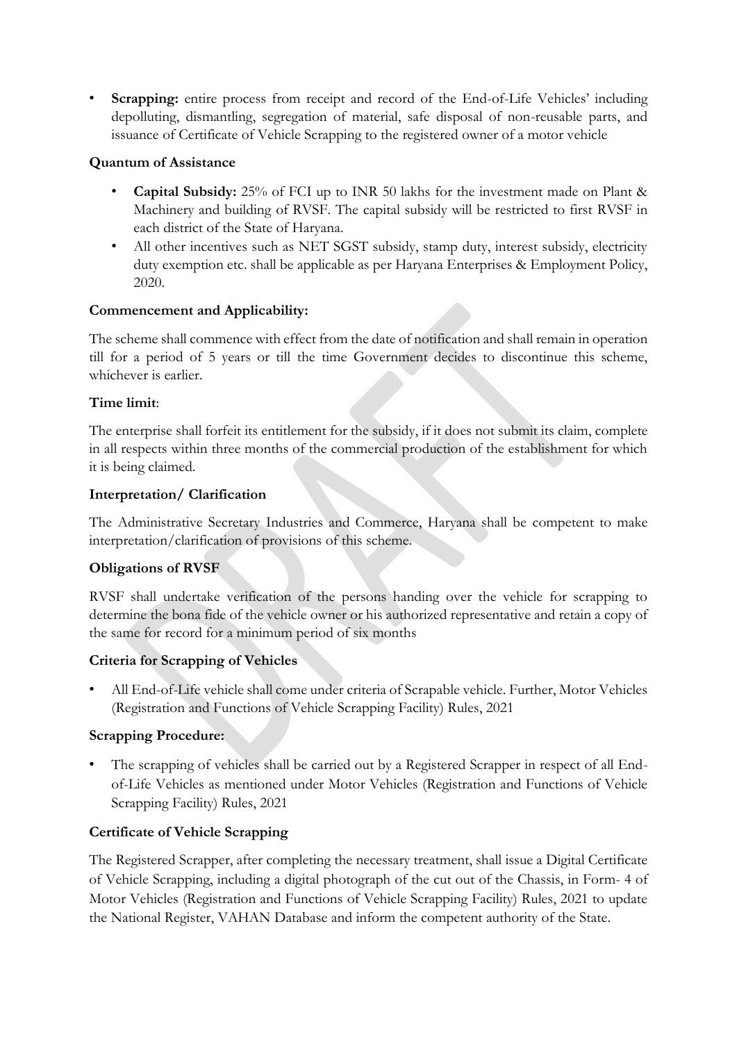- **Scrapping:** entire process from receipt and record of the End-of-Life Vehicles' including depolluting, dismantling, segregation of material, safe disposal of non-reusable parts, and issuance of Certificate of Vehicle Scrapping to the registered owner of a motor vehicle

**Quantum of Assistance**

- **Capital Subsidy:** 25% of FCI up to INR 50 lakhs for the investment made on Plant & Machinery and building of RVSF. The capital subsidy will be restricted to first RVSF in each district of the State of Haryana.
- All other incentives such as NET SGST subsidy, stamp duty, interest subsidy, electricity duty exemption etc. shall be applicable as per Haryana Enterprises & Employment Policy, 2020.

**Commencement and Applicability:**

The scheme shall commence with effect from the date of notification and shall remain in operation till for a period of 5 years or till the time Government decides to discontinue this scheme, whichever is earlier.

**Time limit**:

The enterprise shall forfeit its entitlement for the subsidy, if it does not submit its claim, complete in all respects within three months of the commercial production of the establishment for which it is being claimed.

**Interpretation/ Clarification**

The Administrative Secretary Industries and Commerce, Haryana shall be competent to make interpretation/clarification of provisions of this scheme.

**Obligations of RVSF**

RVSF shall undertake verification of the persons handing over the vehicle for scrapping to determine the bona fide of the vehicle owner or his authorized representative and retain a copy of the same for record for a minimum period of six months

**Criteria for Scrapping of Vehicles**

- All End-of-Life vehicle shall come under criteria of Scrapable vehicle. Further, Motor Vehicles (Registration and Functions of Vehicle Scrapping Facility) Rules, 2021

**Scrapping Procedure:**

- The scrapping of vehicles shall be carried out by a Registered Scrapper in respect of all End-of-Life Vehicles as mentioned under Motor Vehicles (Registration and Functions of Vehicle Scrapping Facility) Rules, 2021

**Certificate of Vehicle Scrapping**

The Registered Scrapper, after completing the necessary treatment, shall issue a Digital Certificate of Vehicle Scrapping, including a digital photograph of the cut out of the Chassis, in Form- 4 of Motor Vehicles (Registration and Functions of Vehicle Scrapping Facility) Rules, 2021 to update the National Register, VAHAN Database and inform the competent authority of the State.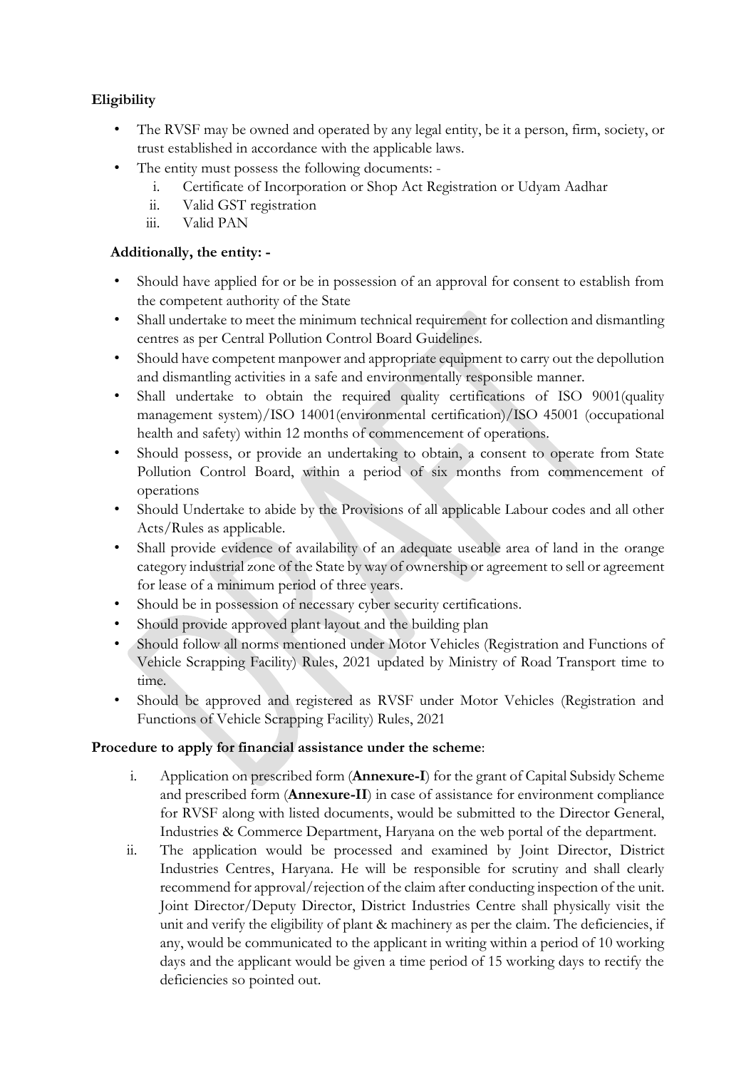**Eligibility**

- The RVSF may be owned and operated by any legal entity, be it a person, firm, society, or trust established in accordance with the applicable laws.
- The entity must possess the following documents: -
    i. Certificate of Incorporation or Shop Act Registration or Udyam Aadhar
    ii. Valid GST registration
    iii. Valid PAN

**Additionally, the entity: -**

- Should have applied for or be in possession of an approval for consent to establish from the competent authority of the State
- Shall undertake to meet the minimum technical requirement for collection and dismantling centres as per Central Pollution Control Board Guidelines.
- Should have competent manpower and appropriate equipment to carry out the depollution and dismantling activities in a safe and environmentally responsible manner.
- Shall undertake to obtain the required quality certifications of ISO 9001(quality management system)/ISO 14001(environmental certification)/ISO 45001 (occupational health and safety) within 12 months of commencement of operations.
- Should possess, or provide an undertaking to obtain, a consent to operate from State Pollution Control Board, within a period of six months from commencement of operations
- Should Undertake to abide by the Provisions of all applicable Labour codes and all other Acts/Rules as applicable.
- Shall provide evidence of availability of an adequate useable area of land in the orange category industrial zone of the State by way of ownership or agreement to sell or agreement for lease of a minimum period of three years.
- Should be in possession of necessary cyber security certifications.
- Should provide approved plant layout and the building plan
- Should follow all norms mentioned under Motor Vehicles (Registration and Functions of Vehicle Scrapping Facility) Rules, 2021 updated by Ministry of Road Transport time to time.
- Should be approved and registered as RVSF under Motor Vehicles (Registration and Functions of Vehicle Scrapping Facility) Rules, 2021

**Procedure to apply for financial assistance under the scheme**:

i. Application on prescribed form (**Annexure-I**) for the grant of Capital Subsidy Scheme and prescribed form (**Annexure-II**) in case of assistance for environment compliance for RVSF along with listed documents, would be submitted to the Director General, Industries & Commerce Department, Haryana on the web portal of the department.

ii. The application would be processed and examined by Joint Director, District Industries Centres, Haryana. He will be responsible for scrutiny and shall clearly recommend for approval/rejection of the claim after conducting inspection of the unit. Joint Director/Deputy Director, District Industries Centre shall physically visit the unit and verify the eligibility of plant & machinery as per the claim. The deficiencies, if any, would be communicated to the applicant in writing within a period of 10 working days and the applicant would be given a time period of 15 working days to rectify the deficiencies so pointed out.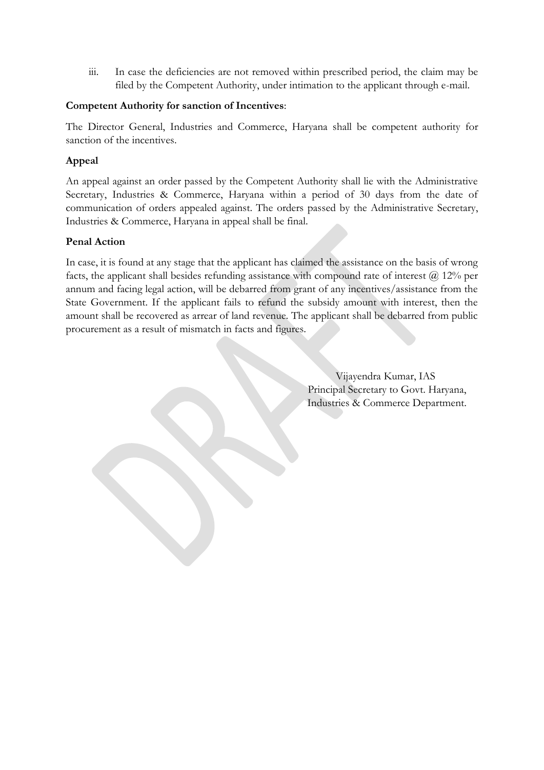iii. In case the deficiencies are not removed within prescribed period, the claim may be filed by the Competent Authority, under intimation to the applicant through e-mail.

**Competent Authority for sanction of Incentives**:

The Director General, Industries and Commerce, Haryana shall be competent authority for sanction of the incentives.

**Appeal**

An appeal against an order passed by the Competent Authority shall lie with the Administrative Secretary, Industries & Commerce, Haryana within a period of 30 days from the date of communication of orders appealed against. The orders passed by the Administrative Secretary, Industries & Commerce, Haryana in appeal shall be final.

**Penal Action**

In case, it is found at any stage that the applicant has claimed the assistance on the basis of wrong facts, the applicant shall besides refunding assistance with compound rate of interest @ 12% per annum and facing legal action, will be debarred from grant of any incentives/assistance from the State Government. If the applicant fails to refund the subsidy amount with interest, then the amount shall be recovered as arrear of land revenue. The applicant shall be debarred from public procurement as a result of mismatch in facts and figures.

Vijayendra Kumar, IAS
Principal Secretary to Govt. Haryana,
Industries & Commerce Department.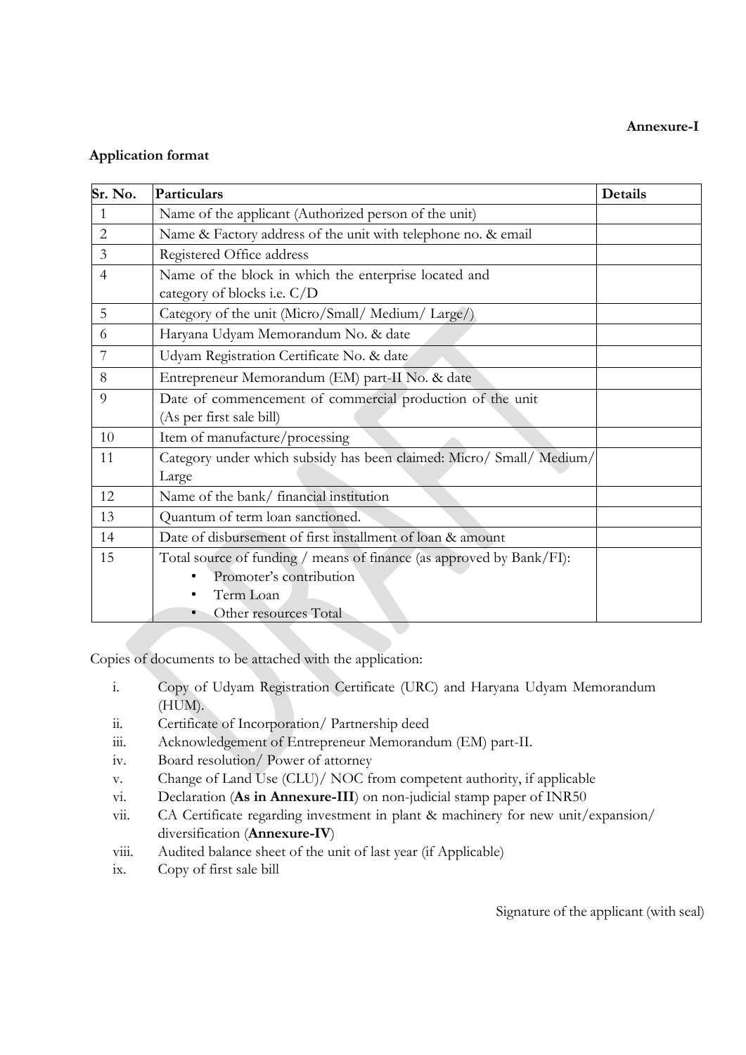**Annexure-I**

**Application format**

| Sr. No. | Particulars | Details |
|---|---|---|
| 1 | Name of the applicant (Authorized person of the unit) | |
| 2 | Name & Factory address of the unit with telephone no. & email | |
| 3 | Registered Office address | |
| 4 | Name of the block in which the enterprise located and category of blocks i.e. C/D | |
| 5 | Category of the unit (Micro/Small/ Medium/ Large/) | |
| 6 | Haryana Udyam Memorandum No. & date | |
| 7 | Udyam Registration Certificate No. & date | |
| 8 | Entrepreneur Memorandum (EM) part-II No. & date | |
| 9 | Date of commencement of commercial production of the unit (As per first sale bill) | |
| 10 | Item of manufacture/processing | |
| 11 | Category under which subsidy has been claimed: Micro/ Small/ Medium/ Large | |
| 12 | Name of the bank/ financial institution | |
| 13 | Quantum of term loan sanctioned. | |
| 14 | Date of disbursement of first installment of loan & amount | |
| 15 | Total source of funding / means of finance (as approved by Bank/FI):<br>• Promoter's contribution<br>• Term Loan<br>• Other resources Total | |

Copies of documents to be attached with the application:

i. Copy of Udyam Registration Certificate (URC) and Haryana Udyam Memorandum (HUM).
ii. Certificate of Incorporation/ Partnership deed
iii. Acknowledgement of Entrepreneur Memorandum (EM) part-II.
iv. Board resolution/ Power of attorney
v. Change of Land Use (CLU)/ NOC from competent authority, if applicable
vi. Declaration (**As in Annexure-III**) on non-judicial stamp paper of INR50
vii. CA Certificate regarding investment in plant & machinery for new unit/expansion/ diversification (**Annexure-IV**)
viii. Audited balance sheet of the unit of last year (if Applicable)
ix. Copy of first sale bill

Signature of the applicant (with seal)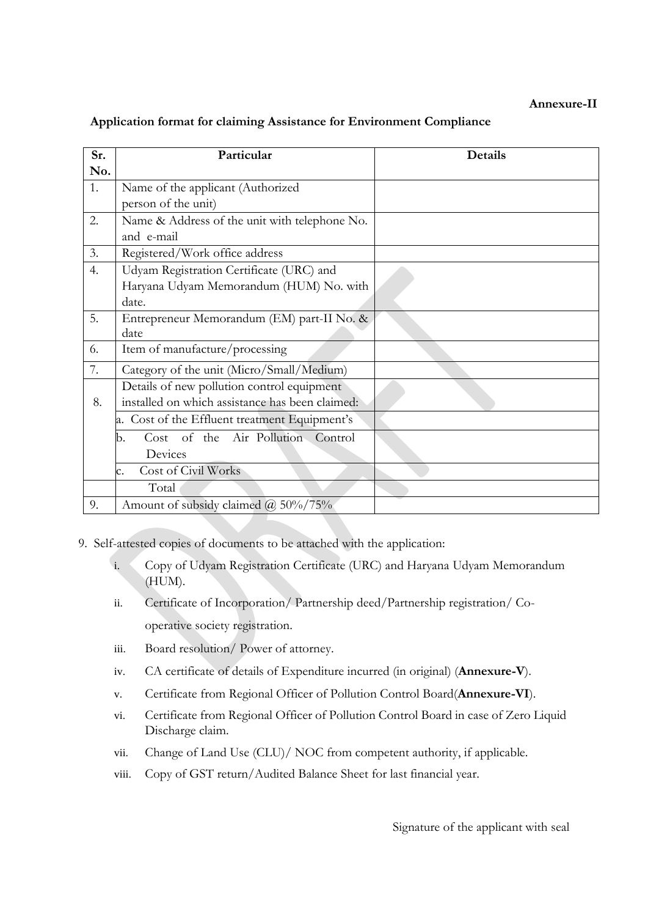**Annexure-II**

**Application format for claiming Assistance for Environment Compliance**

| Sr. No. | Particular | Details |
|---|---|---|
| 1. | Name of the applicant (Authorized person of the unit) | |
| 2. | Name & Address of the unit with telephone No. and e-mail | |
| 3. | Registered/Work office address | |
| 4. | Udyam Registration Certificate (URC) and Haryana Udyam Memorandum (HUM) No. with date. | |
| 5. | Entrepreneur Memorandum (EM) part-II No. & date | |
| 6. | Item of manufacture/processing | |
| 7. | Category of the unit (Micro/Small/Medium) | |
| 8. | Details of new pollution control equipment installed on which assistance has been claimed: | |
| | a. Cost of the Effluent treatment Equipment's | |
| | b. Cost of the Air Pollution Control Devices | |
| | c. Cost of Civil Works | |
| | Total | |
| 9. | Amount of subsidy claimed @ 50%/75% | |

9. Self-attested copies of documents to be attached with the application:
   i. Copy of Udyam Registration Certificate (URC) and Haryana Udyam Memorandum (HUM).
   ii. Certificate of Incorporation/ Partnership deed/Partnership registration/ Co-operative society registration.
   iii. Board resolution/ Power of attorney.
   iv. CA certificate of details of Expenditure incurred (in original) (**Annexure-V**).
   v. Certificate from Regional Officer of Pollution Control Board(**Annexure-VI**).
   vi. Certificate from Regional Officer of Pollution Control Board in case of Zero Liquid Discharge claim.
   vii. Change of Land Use (CLU)/ NOC from competent authority, if applicable.
   viii. Copy of GST return/Audited Balance Sheet for last financial year.

Signature of the applicant with seal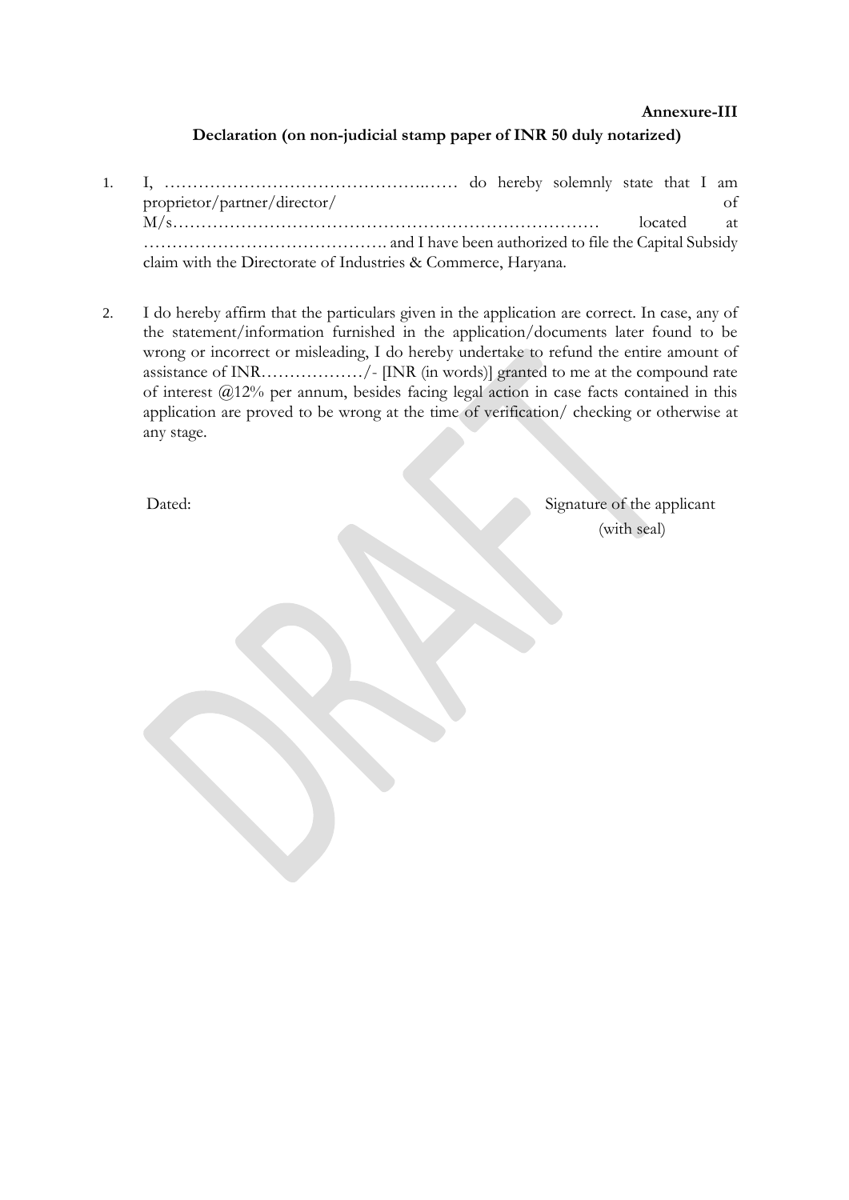**Annexure-III**

**Declaration (on non-judicial stamp paper of INR 50 duly notarized)**

1. I, ………………………………………..…… do hereby solemnly state that I am proprietor/partner/director/ of M/s………………………………………………………………… located at ……………………………………. and I have been authorized to file the Capital Subsidy claim with the Directorate of Industries & Commerce, Haryana.

2. I do hereby affirm that the particulars given in the application are correct. In case, any of the statement/information furnished in the application/documents later found to be wrong or incorrect or misleading, I do hereby undertake to refund the entire amount of assistance of INR………………/- [INR (in words)] granted to me at the compound rate of interest @12% per annum, besides facing legal action in case facts contained in this application are proved to be wrong at the time of verification/ checking or otherwise at any stage.

Dated:

Signature of the applicant
(with seal)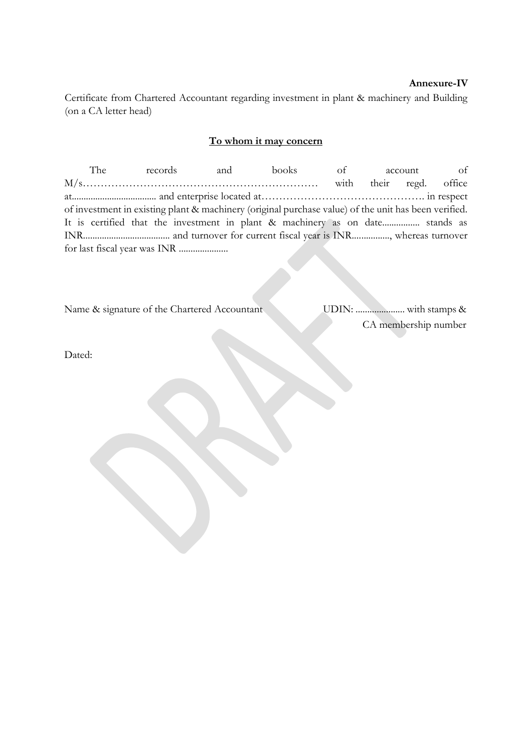**Annexure-IV**

Certificate from Chartered Accountant regarding investment in plant & machinery and Building (on a CA letter head)

**<u>To whom it may concern</u>**

The records and books of account of M/s………………………………………………………… with their regd. office at.................................... and enterprise located at………………………………………. in respect of investment in existing plant & machinery (original purchase value) of the unit has been verified. It is certified that the investment in plant & machinery as on date................ stands as INR..................................... and turnover for current fiscal year is INR................, whereas turnover for last fiscal year was INR .....................

Name & signature of the Chartered Accountant UDIN: ..................... with stamps & CA membership number

Dated: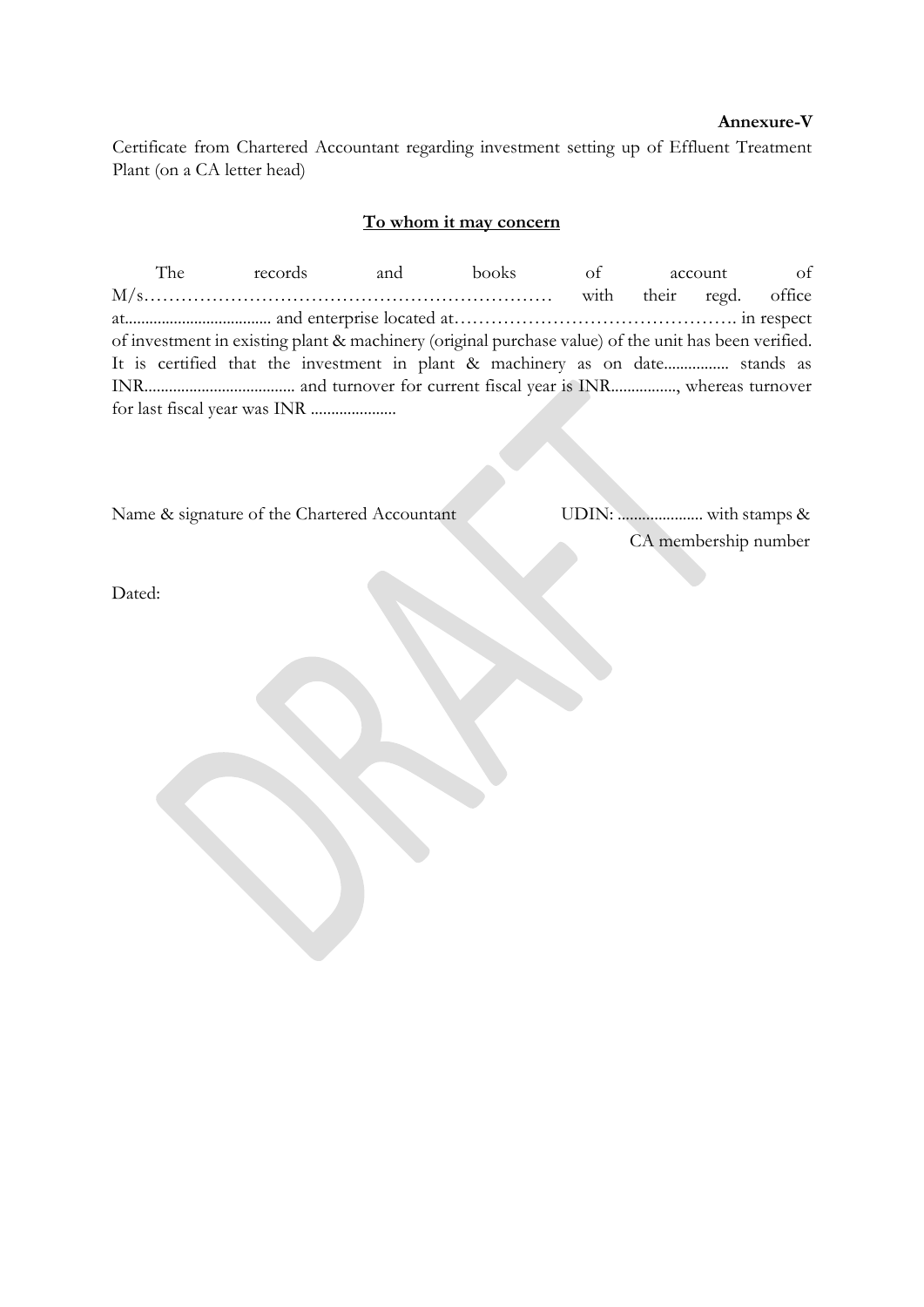**Annexure-V**

Certificate from Chartered Accountant regarding investment setting up of Effluent Treatment Plant (on a CA letter head)

**To whom it may concern**

The records and books of account of M/s………………………………………………………… with their regd. office at.................................... and enterprise located at………………………………………. in respect of investment in existing plant & machinery (original purchase value) of the unit has been verified. It is certified that the investment in plant & machinery as on date................ stands as INR..................................... and turnover for current fiscal year is INR................, whereas turnover for last fiscal year was INR .....................

Name & signature of the Chartered Accountant

UDIN: ..................... with stamps & CA membership number

Dated: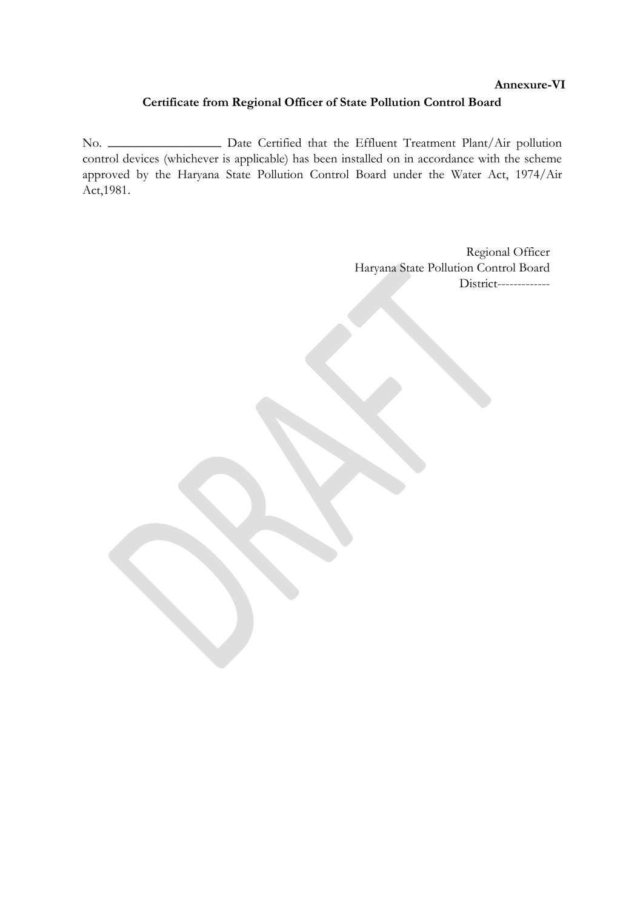**Annexure-VI**

**Certificate from Regional Officer of State Pollution Control Board**

No. \_\_\_\_\_\_\_\_\_\_\_\_\_\_\_\_\_\_ Date Certified that the Effluent Treatment Plant/Air pollution control devices (whichever is applicable) has been installed on in accordance with the scheme approved by the Haryana State Pollution Control Board under the Water Act, 1974/Air Act,1981.

Regional Officer
Haryana State Pollution Control Board
District------------